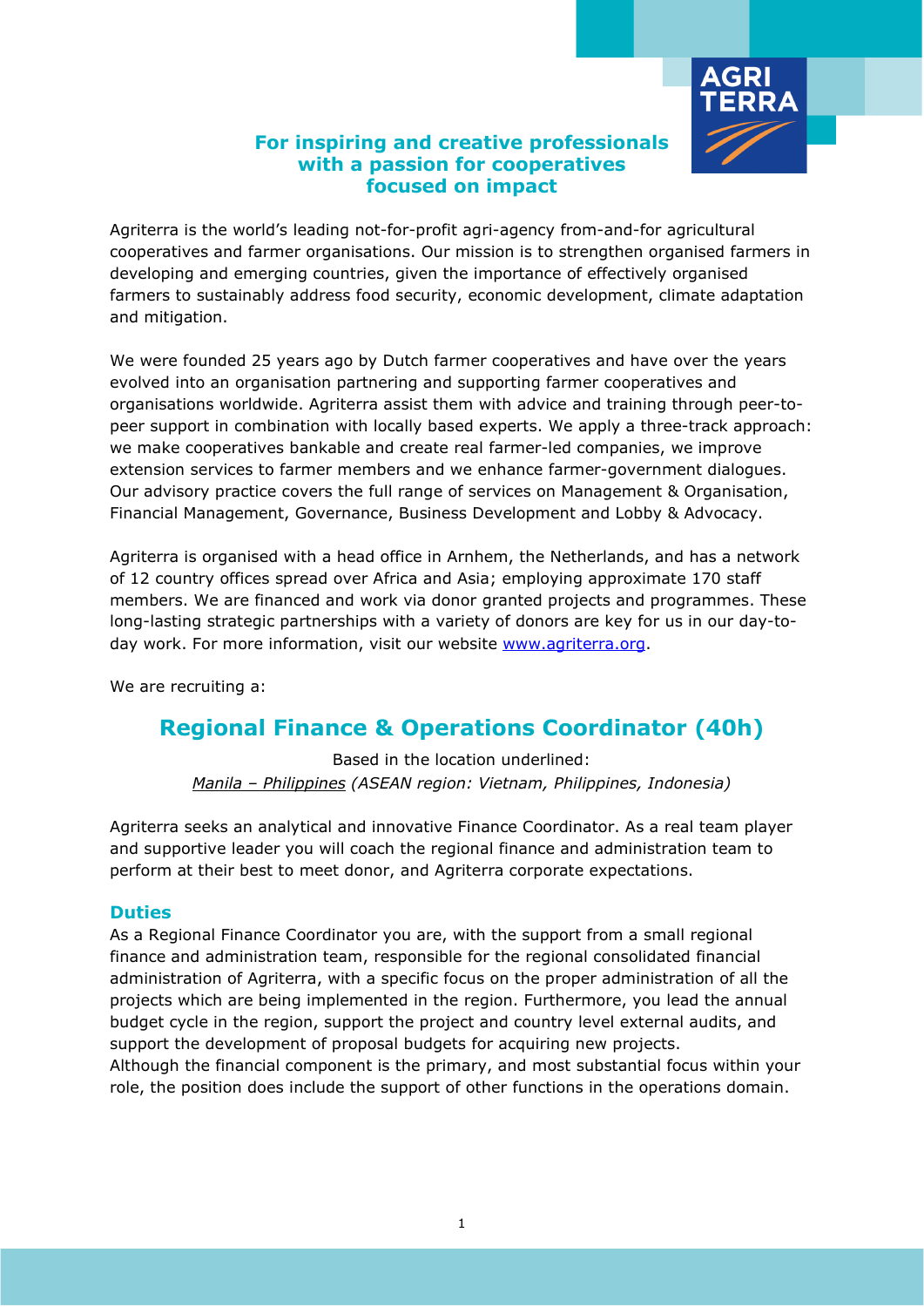**For inspiring and creative professionals with a passion for cooperatives focused on impact**

Agriterra is the world's leading not-for-profit agri-agency from-and-for agricultural cooperatives and farmer organisations. Our mission is to strengthen organised farmers in developing and emerging countries, given the importance of effectively organised farmers to sustainably address food security, economic development, climate adaptation and mitigation.

We were founded 25 years ago by Dutch farmer cooperatives and have over the years evolved into an organisation partnering and supporting farmer cooperatives and organisations worldwide. Agriterra assist them with advice and training through peer-to-peer support in combination with locally based experts. We apply a three-track approach: we make cooperatives bankable and create real farmer-led companies, we improve extension services to farmer members and we enhance farmer-government dialogues. Our advisory practice covers the full range of services on Management & Organisation, Financial Management, Governance, Business Development and Lobby & Advocacy.

Agriterra is organised with a head office in Arnhem, the Netherlands, and has a network of 12 country offices spread over Africa and Asia; employing approximate 170 staff members. We are financed and work via donor granted projects and programmes. These long-lasting strategic partnerships with a variety of donors are key for us in our day-to-day work. For more information, visit our website [www.agriterra.org](www.agriterra.org).

We are recruiting a:

# Regional Finance & Operations Coordinator (40h)

Based in the location underlined:

*Manila – Philippines (ASEAN region: Vietnam, Philippines, Indonesia)*

Agriterra seeks an analytical and innovative Finance Coordinator. As a real team player and supportive leader you will coach the regional finance and administration team to perform at their best to meet donor, and Agriterra corporate expectations.

## Duties

As a Regional Finance Coordinator you are, with the support from a small regional finance and administration team, responsible for the regional consolidated financial administration of Agriterra, with a specific focus on the proper administration of all the projects which are being implemented in the region. Furthermore, you lead the annual budget cycle in the region, support the project and country level external audits, and support the development of proposal budgets for acquiring new projects.

Although the financial component is the primary, and most substantial focus within your role, the position does include the support of other functions in the operations domain.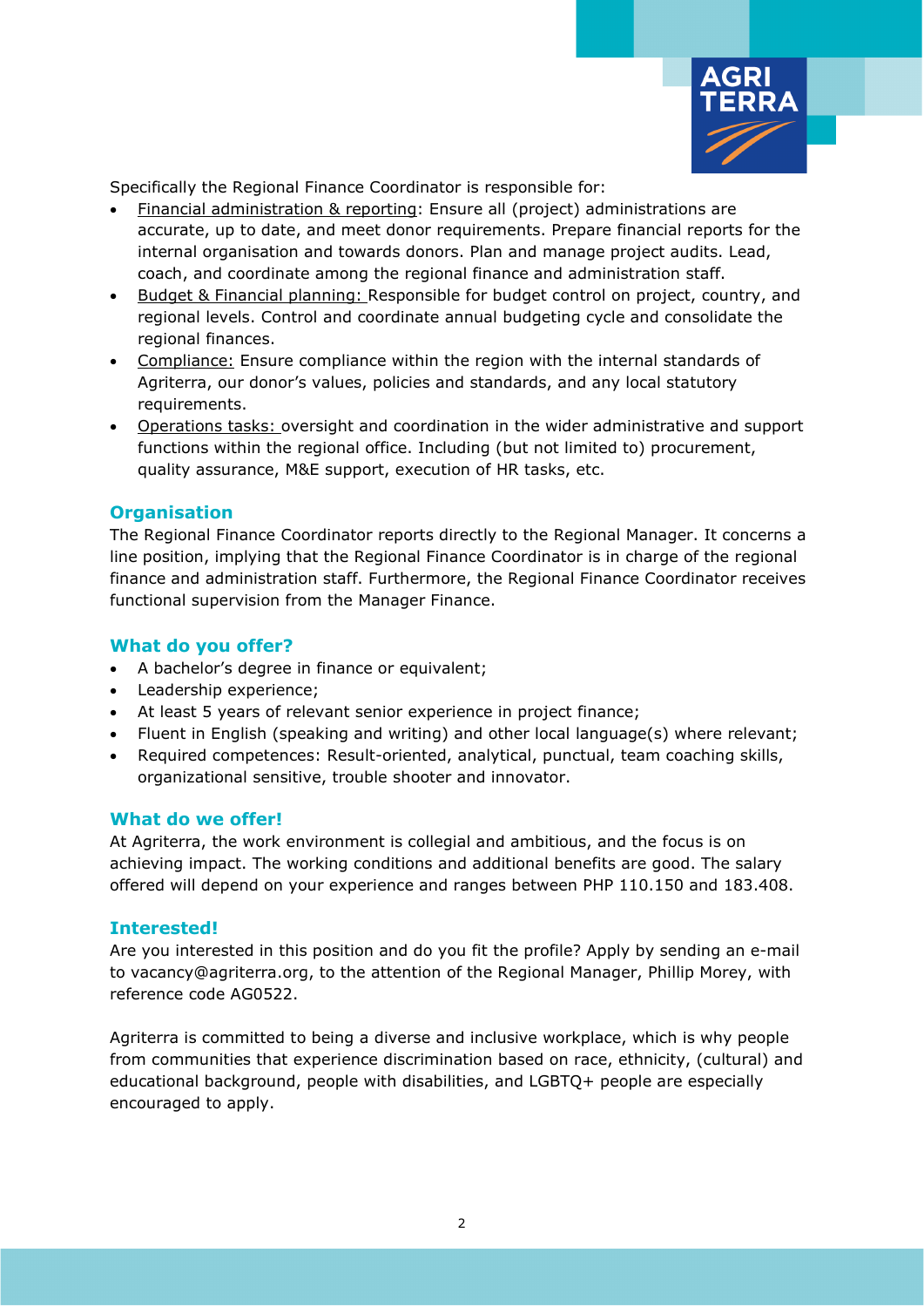Specifically the Regional Finance Coordinator is responsible for:

- Financial administration & reporting: Ensure all (project) administrations are accurate, up to date, and meet donor requirements. Prepare financial reports for the internal organisation and towards donors. Plan and manage project audits. Lead, coach, and coordinate among the regional finance and administration staff.
- Budget & Financial planning: Responsible for budget control on project, country, and regional levels. Control and coordinate annual budgeting cycle and consolidate the regional finances.
- Compliance: Ensure compliance within the region with the internal standards of Agriterra, our donor's values, policies and standards, and any local statutory requirements.
- Operations tasks: oversight and coordination in the wider administrative and support functions within the regional office. Including (but not limited to) procurement, quality assurance, M&E support, execution of HR tasks, etc.

## Organisation

The Regional Finance Coordinator reports directly to the Regional Manager. It concerns a line position, implying that the Regional Finance Coordinator is in charge of the regional finance and administration staff. Furthermore, the Regional Finance Coordinator receives functional supervision from the Manager Finance.

## What do you offer?

- A bachelor's degree in finance or equivalent;
- Leadership experience;
- At least 5 years of relevant senior experience in project finance;
- Fluent in English (speaking and writing) and other local language(s) where relevant;
- Required competences: Result-oriented, analytical, punctual, team coaching skills, organizational sensitive, trouble shooter and innovator.

## What do we offer!

At Agriterra, the work environment is collegial and ambitious, and the focus is on achieving impact. The working conditions and additional benefits are good. The salary offered will depend on your experience and ranges between PHP 110.150 and 183.408.

## Interested!

Are you interested in this position and do you fit the profile? Apply by sending an e-mail to vacancy@agriterra.org, to the attention of the Regional Manager, Phillip Morey, with reference code AG0522.

Agriterra is committed to being a diverse and inclusive workplace, which is why people from communities that experience discrimination based on race, ethnicity, (cultural) and educational background, people with disabilities, and LGBTQ+ people are especially encouraged to apply.